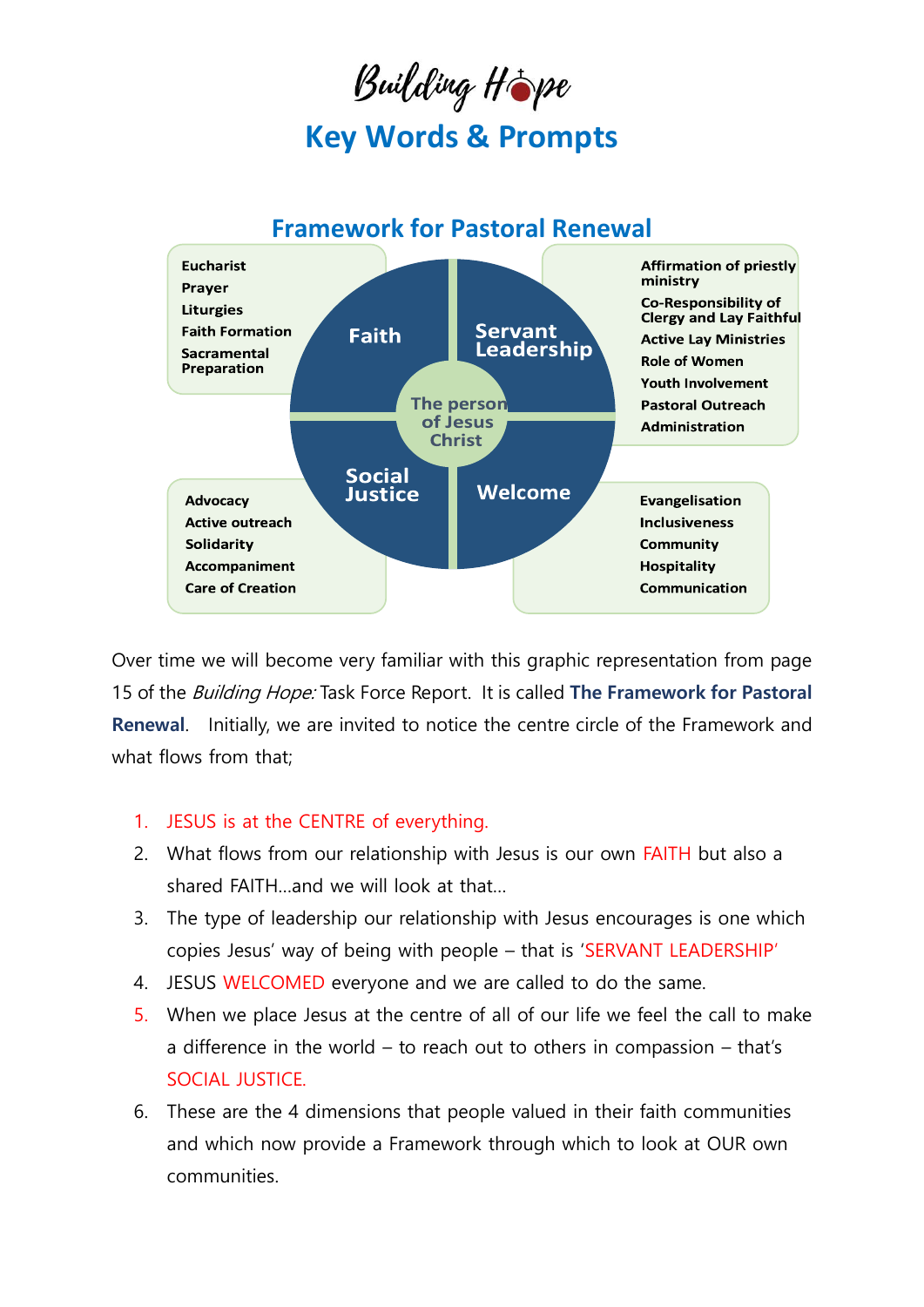# Building Hope

## Key Words & Prompts

### Framework for Pastoral Renewal

**Faith**
- Eucharist
- Prayer
- Liturgies
- Faith Formation
- Sacramental Preparation

**Servant Leadership**
- Affirmation of priestly ministry
- Co-Responsibility of Clergy and Lay Faithful
- Active Lay Ministries
- Role of Women
- Youth Involvement
- Pastoral Outreach
- Administration

**The person of Jesus Christ**

**Social Justice**
- Advocacy
- Active outreach
- Solidarity
- Accompaniment
- Care of Creation

**Welcome**
- Evangelisation
- Inclusiveness
- Community
- Hospitality
- Communication

Over time we will become very familiar with this graphic representation from page 15 of the *Building Hope:* Task Force Report. It is called **The Framework for Pastoral Renewal**. Initially, we are invited to notice the centre circle of the Framework and what flows from that;

1. JESUS is at the CENTRE of everything.
2. What flows from our relationship with Jesus is our own FAITH but also a shared FAITH…and we will look at that…
3. The type of leadership our relationship with Jesus encourages is one which copies Jesus' way of being with people – that is 'SERVANT LEADERSHIP'
4. JESUS WELCOMED everyone and we are called to do the same.
5. When we place Jesus at the centre of all of our life we feel the call to make a difference in the world – to reach out to others in compassion – that's SOCIAL JUSTICE.
6. These are the 4 dimensions that people valued in their faith communities and which now provide a Framework through which to look at OUR own communities.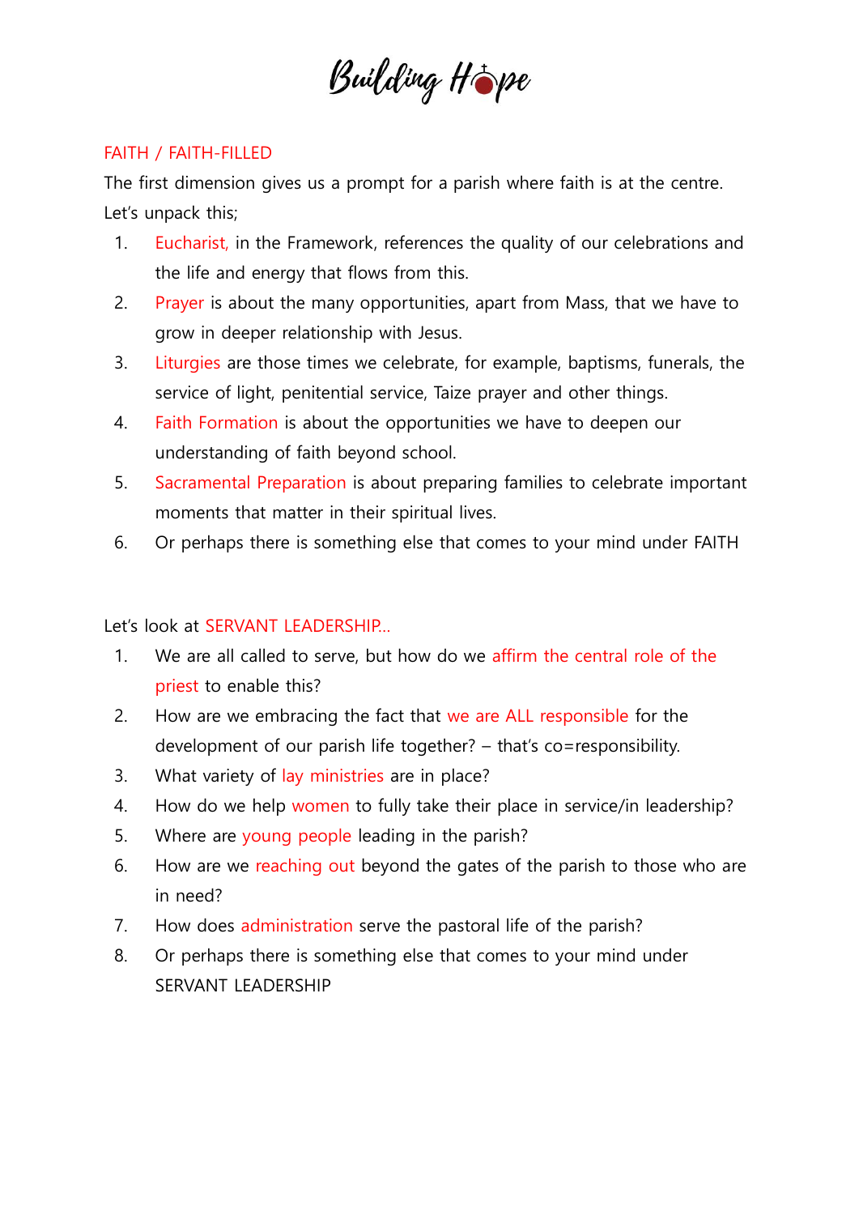# Building Hope

## FAITH / FAITH-FILLED

The first dimension gives us a prompt for a parish where faith is at the centre. Let's unpack this;

1. Eucharist, in the Framework, references the quality of our celebrations and the life and energy that flows from this.
2. Prayer is about the many opportunities, apart from Mass, that we have to grow in deeper relationship with Jesus.
3. Liturgies are those times we celebrate, for example, baptisms, funerals, the service of light, penitential service, Taize prayer and other things.
4. Faith Formation is about the opportunities we have to deepen our understanding of faith beyond school.
5. Sacramental Preparation is about preparing families to celebrate important moments that matter in their spiritual lives.
6. Or perhaps there is something else that comes to your mind under FAITH

Let's look at SERVANT LEADERSHIP...

1. We are all called to serve, but how do we affirm the central role of the priest to enable this?
2. How are we embracing the fact that we are ALL responsible for the development of our parish life together? – that's co=responsibility.
3. What variety of lay ministries are in place?
4. How do we help women to fully take their place in service/in leadership?
5. Where are young people leading in the parish?
6. How are we reaching out beyond the gates of the parish to those who are in need?
7. How does administration serve the pastoral life of the parish?
8. Or perhaps there is something else that comes to your mind under SERVANT LEADERSHIP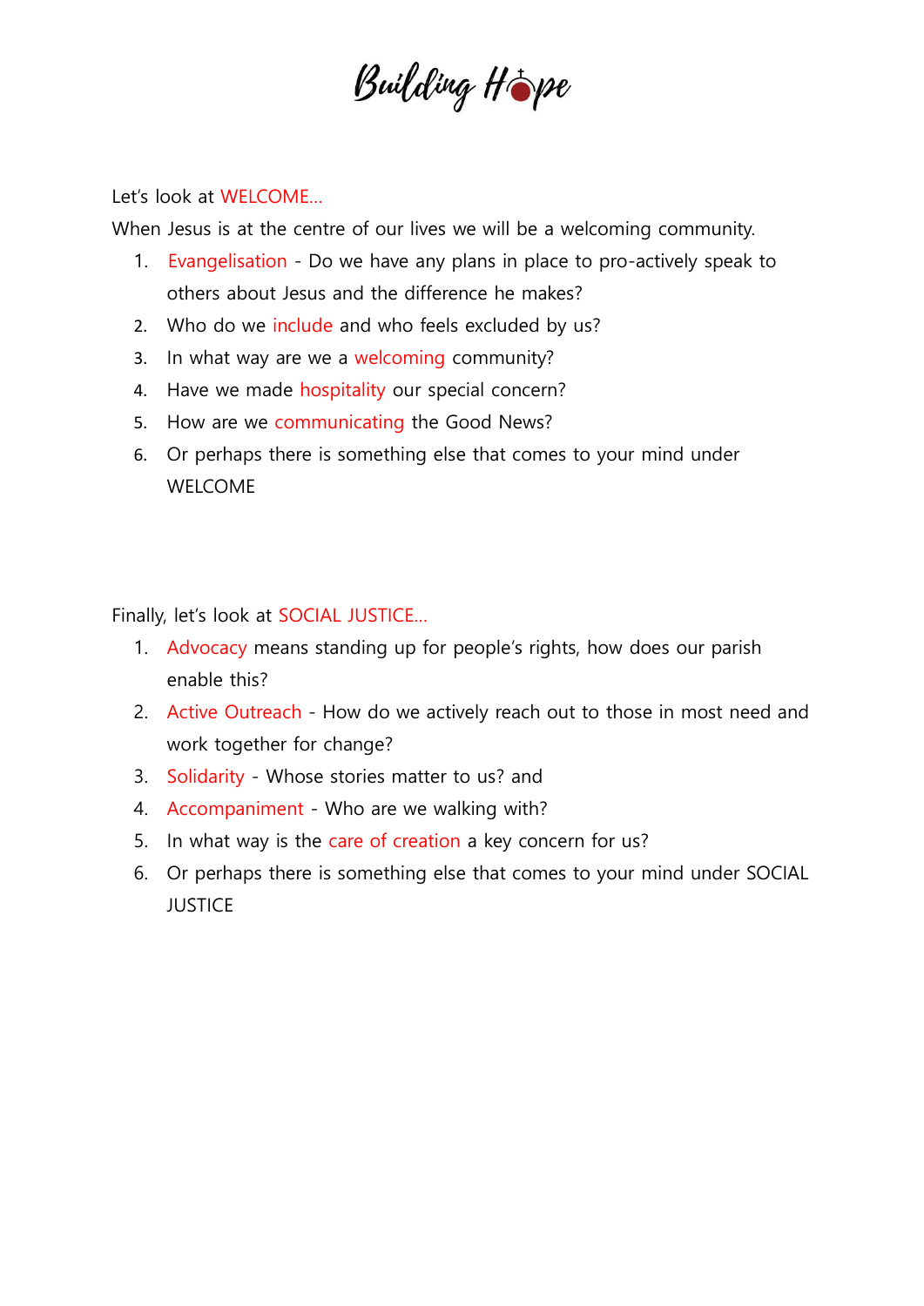# Building Hope

Let's look at WELCOME…

When Jesus is at the centre of our lives we will be a welcoming community.

1. Evangelisation - Do we have any plans in place to pro-actively speak to others about Jesus and the difference he makes?
2. Who do we include and who feels excluded by us?
3. In what way are we a welcoming community?
4. Have we made hospitality our special concern?
5. How are we communicating the Good News?
6. Or perhaps there is something else that comes to your mind under WELCOME

Finally, let's look at SOCIAL JUSTICE…

1. Advocacy means standing up for people's rights, how does our parish enable this?
2. Active Outreach - How do we actively reach out to those in most need and work together for change?
3. Solidarity - Whose stories matter to us? and
4. Accompaniment - Who are we walking with?
5. In what way is the care of creation a key concern for us?
6. Or perhaps there is something else that comes to your mind under SOCIAL JUSTICE